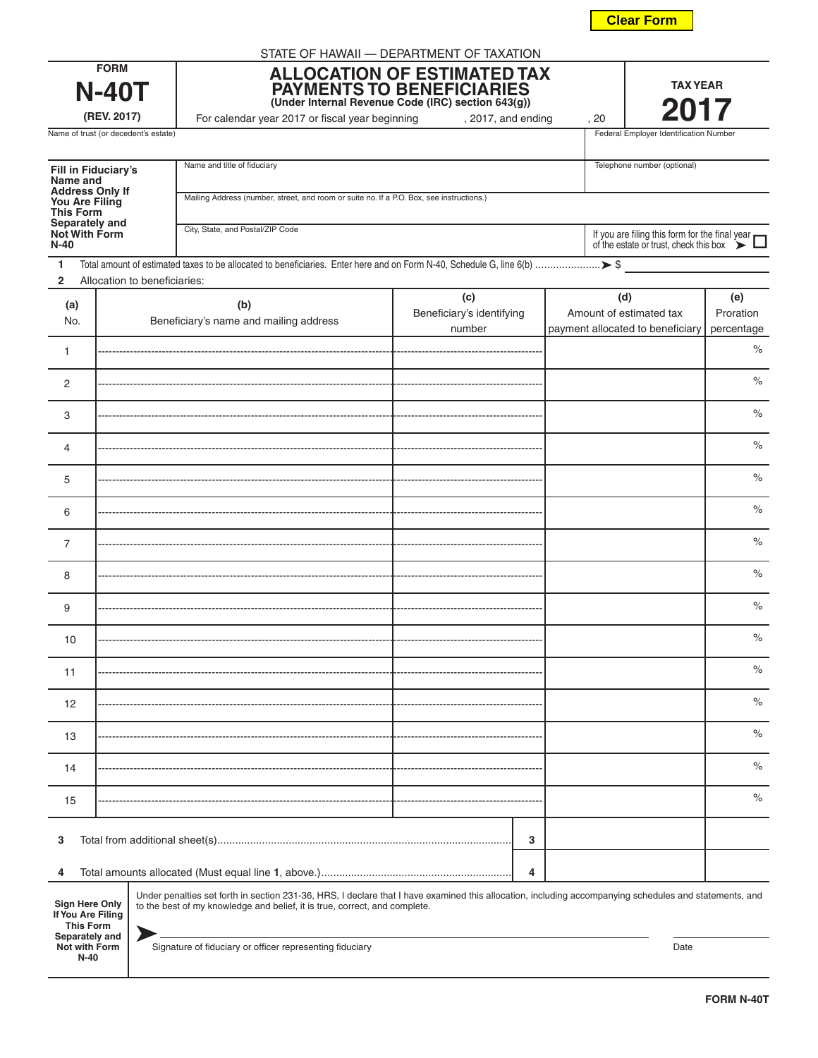Clear Form

STATE OF HAWAII — DEPARTMENT OF TAXATION

FORM
# N-40T
(REV. 2017)

# ALLOCATION OF ESTIMATED TAX PAYMENTS TO BENEFICIARIES
**(Under Internal Revenue Code (IRC) section 643(g))**

TAX YEAR
**2017**

For calendar year 2017 or fiscal year beginning , 2017, and ending , 20

Name of trust (or decedent's estate)

Federal Employer Identification Number

**Fill in Fiduciary's Name and Address Only If You Are Filing This Form Separately and Not With Form N-40**

Name and title of fiduciary

Telephone number (optional)

Mailing Address (number, street, and room or suite no. If a P.O. Box, see instructions.)

City, State, and Postal/ZIP Code

If you are filing this form for the final year of the estate or trust, check this box ➤ ☐

**1** Total amount of estimated taxes to be allocated to beneficiaries. Enter here and on Form N-40, Schedule G, line 6(b) ........................➤ $

**2** Allocation to beneficiaries:

| (a) No. | (b) Beneficiary's name and mailing address | (c) Beneficiary's identifying number | (d) Amount of estimated tax payment allocated to beneficiary | (e) Proration percentage |
|---|---|---|---|---|
| 1 | | | | % |
| 2 | | | | % |
| 3 | | | | % |
| 4 | | | | % |
| 5 | | | | % |
| 6 | | | | % |
| 7 | | | | % |
| 8 | | | | % |
| 9 | | | | % |
| 10 | | | | % |
| 11 | | | | % |
| 12 | | | | % |
| 13 | | | | % |
| 14 | | | | % |
| 15 | | | | % |
| **3** | Total from additional sheet(s)........ | 3 | | |
| **4** | Total amounts allocated (Must equal line **1**, above.)........ | 4 | | |

**Sign Here Only If You Are Filing This Form Separately and Not with Form N-40**

Under penalties set forth in section 231-36, HRS, I declare that I have examined this allocation, including accompanying schedules and statements, and to the best of my knowledge and belief, it is true, correct, and complete.

➤ Signature of fiduciary or officer representing fiduciary — Date

FORM N-40T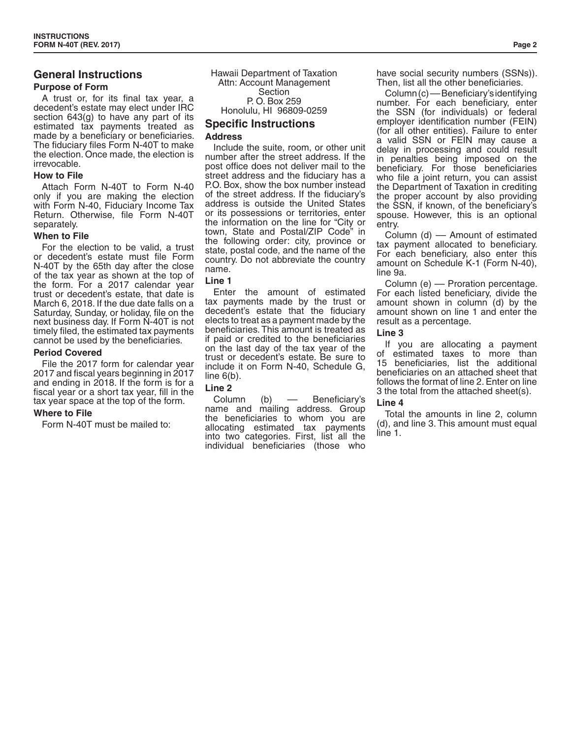## General Instructions

### Purpose of Form

A trust or, for its final tax year, a decedent's estate may elect under IRC section 643(g) to have any part of its estimated tax payments treated as made by a beneficiary or beneficiaries. The fiduciary files Form N-40T to make the election. Once made, the election is irrevocable.

### How to File

Attach Form N-40T to Form N-40 only if you are making the election with Form N-40, Fiduciary Income Tax Return. Otherwise, file Form N-40T separately.

### When to File

For the election to be valid, a trust or decedent's estate must file Form N-40T by the 65th day after the close of the tax year as shown at the top of the form. For a 2017 calendar year trust or decedent's estate, that date is March 6, 2018. If the due date falls on a Saturday, Sunday, or holiday, file on the next business day. If Form N-40T is not timely filed, the estimated tax payments cannot be used by the beneficiaries.

### Period Covered

File the 2017 form for calendar year 2017 and fiscal years beginning in 2017 and ending in 2018. If the form is for a fiscal year or a short tax year, fill in the tax year space at the top of the form.

### Where to File

Form N-40T must be mailed to:

Hawaii Department of Taxation
Attn: Account Management Section
P. O. Box 259
Honolulu, HI 96809-0259

## Specific Instructions

### Address

Include the suite, room, or other unit number after the street address. If the post office does not deliver mail to the street address and the fiduciary has a P.O. Box, show the box number instead of the street address. If the fiduciary's address is outside the United States or its possessions or territories, enter the information on the line for "City or town, State and Postal/ZIP Code" in the following order: city, province or state, postal code, and the name of the country. Do not abbreviate the country name.

### Line 1

Enter the amount of estimated tax payments made by the trust or decedent's estate that the fiduciary elects to treat as a payment made by the beneficiaries. This amount is treated as if paid or credited to the beneficiaries on the last day of the tax year of the trust or decedent's estate. Be sure to include it on Form N-40, Schedule G, line 6(b).

### Line 2

Column (b) — Beneficiary's name and mailing address. Group the beneficiaries to whom you are allocating estimated tax payments into two categories. First, list all the individual beneficiaries (those who have social security numbers (SSNs)). Then, list all the other beneficiaries.

Column (c) — Beneficiary's identifying number. For each beneficiary, enter the SSN (for individuals) or federal employer identification number (FEIN) (for all other entities). Failure to enter a valid SSN or FEIN may cause a delay in processing and could result in penalties being imposed on the beneficiary. For those beneficiaries who file a joint return, you can assist the Department of Taxation in crediting the proper account by also providing the SSN, if known, of the beneficiary's spouse. However, this is an optional entry.

Column (d) — Amount of estimated tax payment allocated to beneficiary. For each beneficiary, also enter this amount on Schedule K-1 (Form N-40), line 9a.

Column (e) — Proration percentage. For each listed beneficiary, divide the amount shown in column (d) by the amount shown on line 1 and enter the result as a percentage.

### Line 3

If you are allocating a payment of estimated taxes to more than 15 beneficiaries, list the additional beneficiaries on an attached sheet that follows the format of line 2. Enter on line 3 the total from the attached sheet(s).

### Line 4

Total the amounts in line 2, column (d), and line 3. This amount must equal line 1.